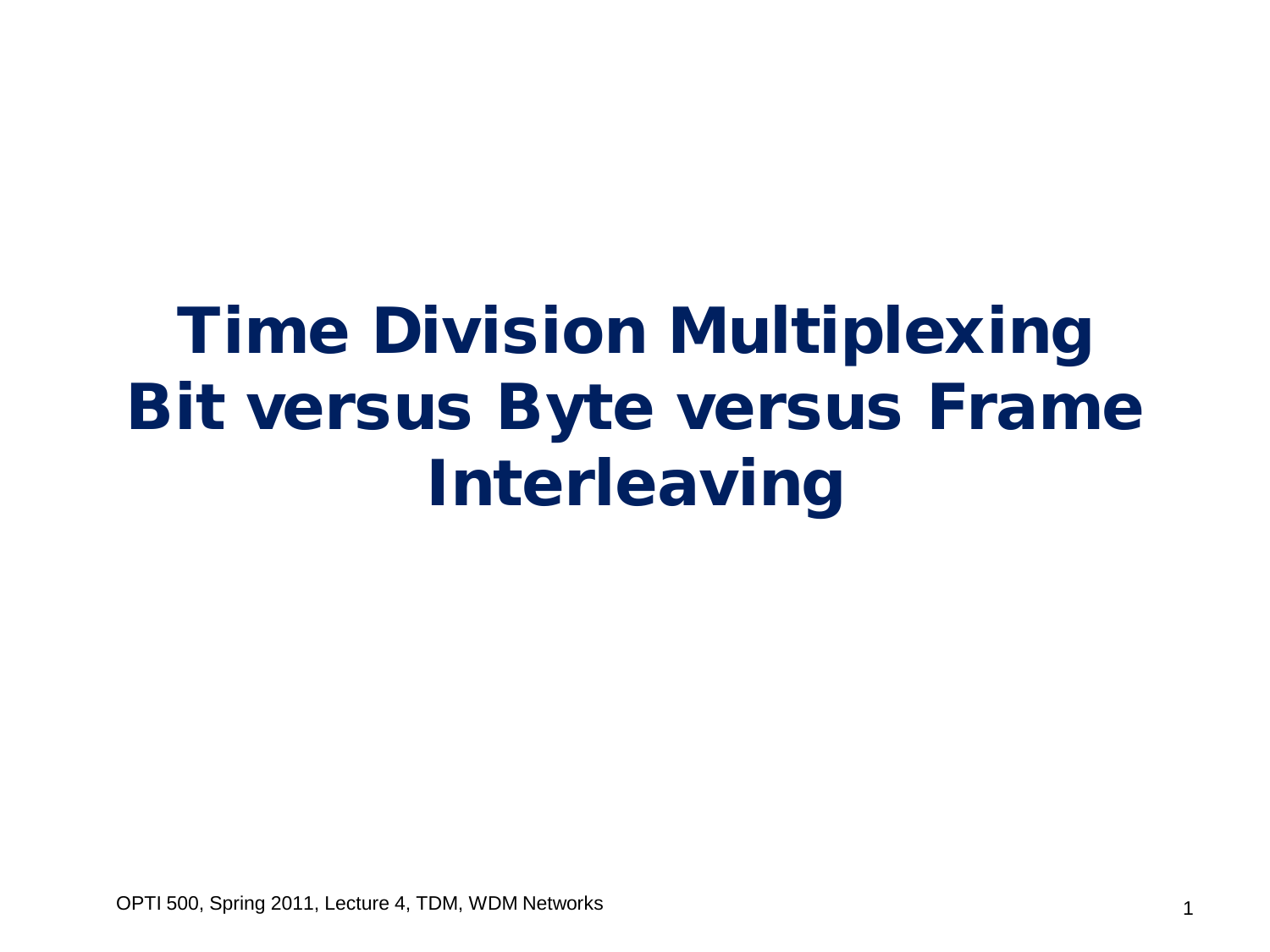# Time Division Multiplexing
# Bit versus Byte versus Frame Interleaving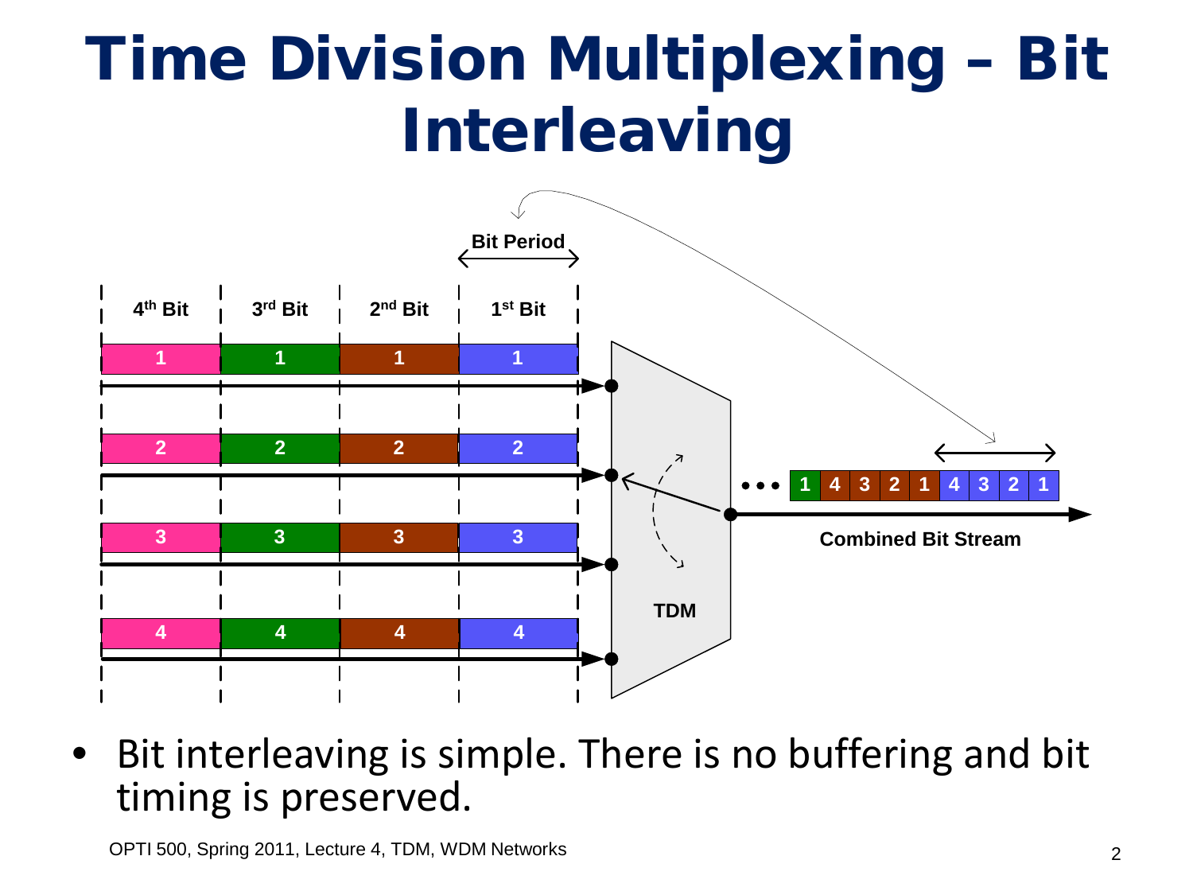# Time Division Multiplexing – Bit Interleaving

Bit Period

| 4th Bit | 3rd Bit | 2nd Bit | 1st Bit |
|---|---|---|---|
| 1 | 1 | 1 | 1 |
| 2 | 2 | 2 | 2 |
| 3 | 3 | 3 | 3 |
| 4 | 4 | 4 | 4 |

TDM

••• 1 4 3 2 1 4 3 2 1

Combined Bit Stream

- Bit interleaving is simple. There is no buffering and bit timing is preserved.

OPTI 500, Spring 2011, Lecture 4, TDM, WDM Networks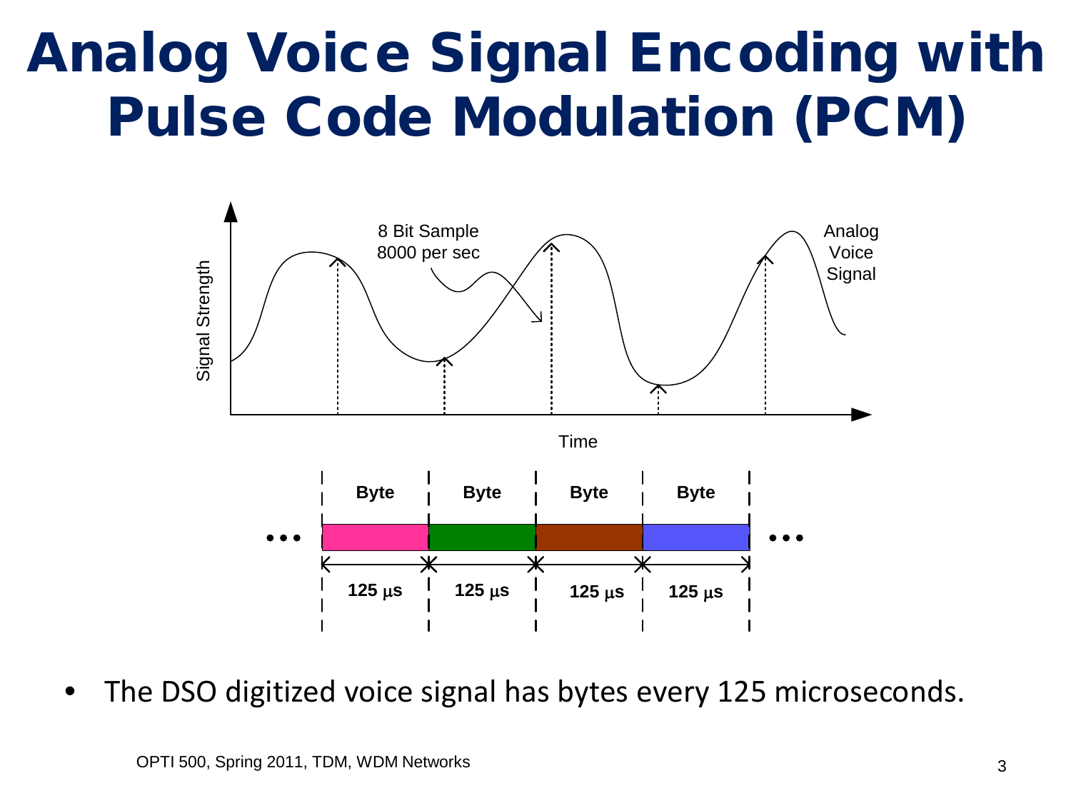# Analog Voice Signal Encoding with Pulse Code Modulation (PCM)

Signal Strength

8 Bit Sample
8000 per sec

Analog Voice Signal

Time

| Byte | Byte | Byte | Byte |
|---|---|---|---|
| 125 μs | 125 μs | 125 μs | 125 μs |

- The DSO digitized voice signal has bytes every 125 microseconds.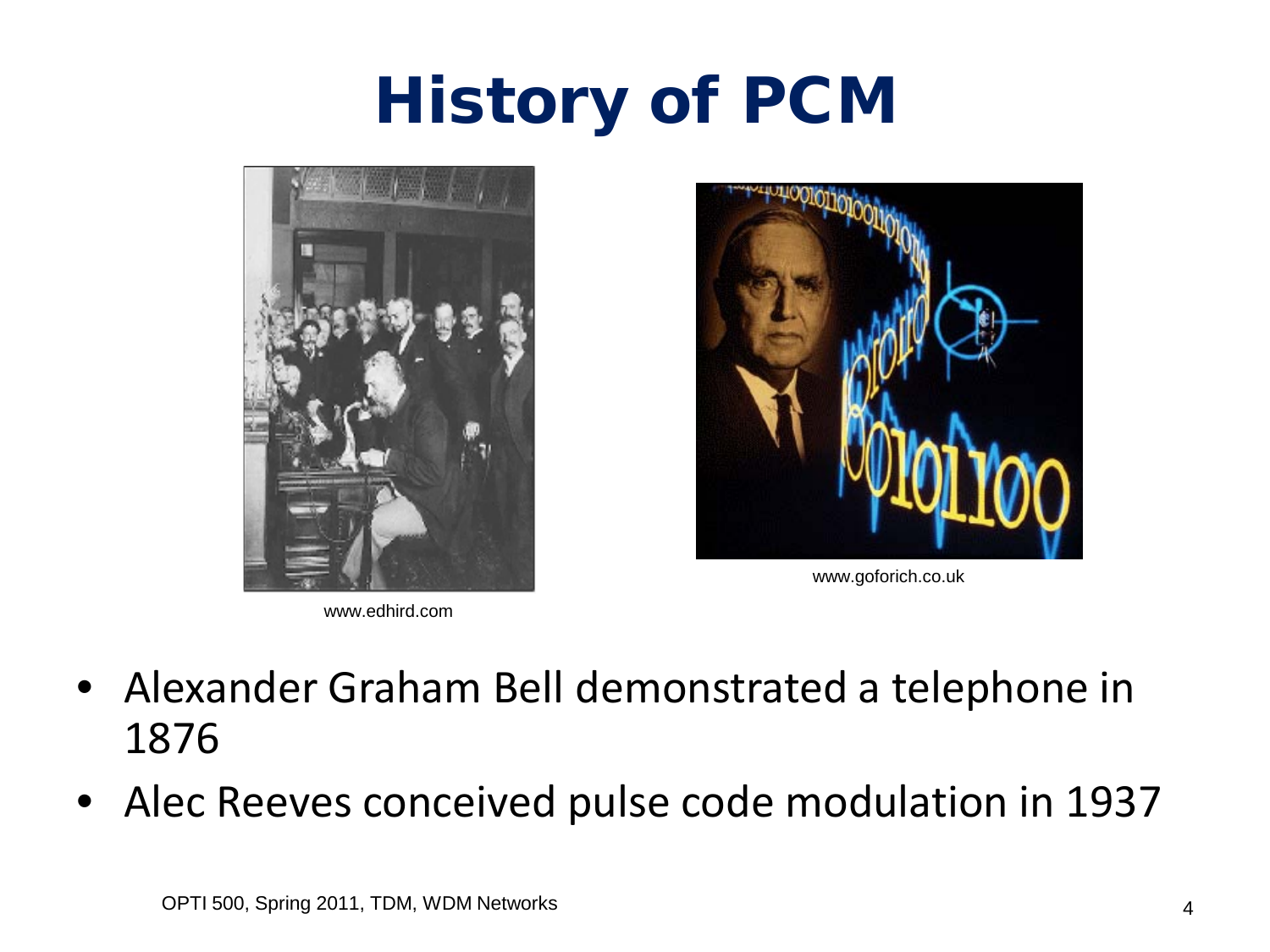# History of PCM

www.edhird.com

www.goforich.co.uk

- Alexander Graham Bell demonstrated a telephone in 1876
- Alec Reeves conceived pulse code modulation in 1937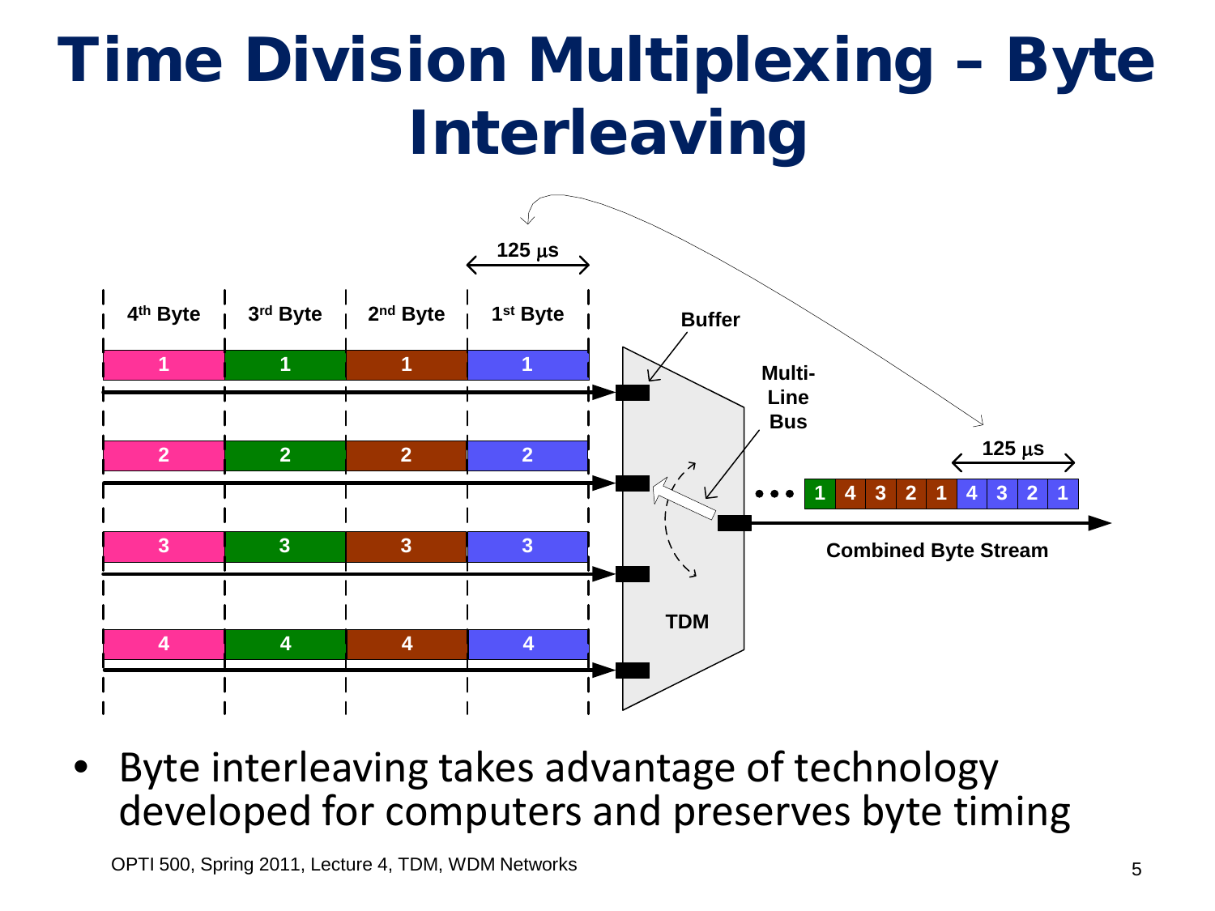# Time Division Multiplexing – Byte Interleaving

- Byte interleaving takes advantage of technology developed for computers and preserves byte timing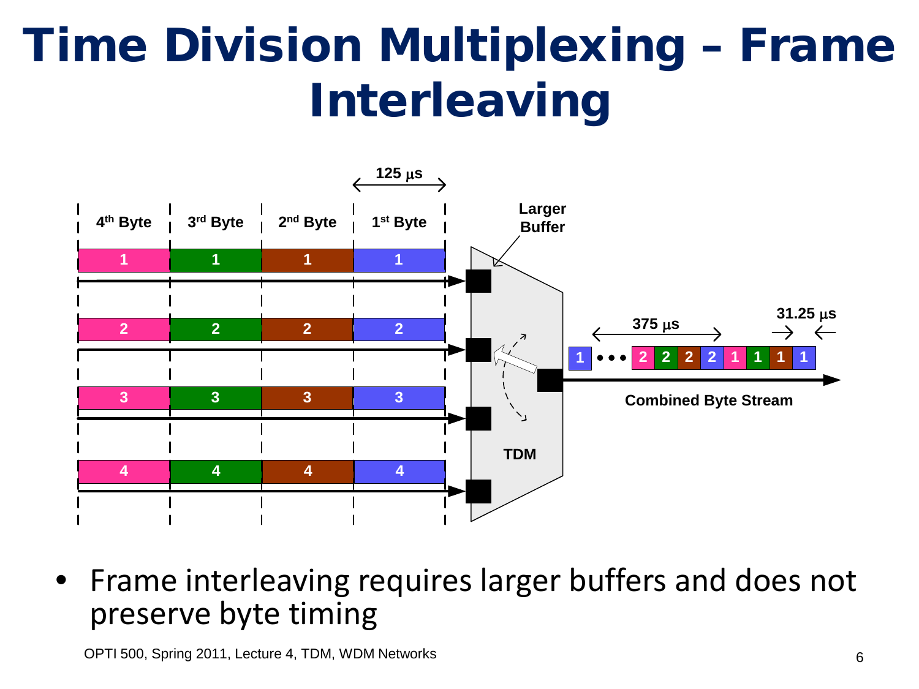# Time Division Multiplexing – Frame Interleaving

- Frame interleaving requires larger buffers and does not preserve byte timing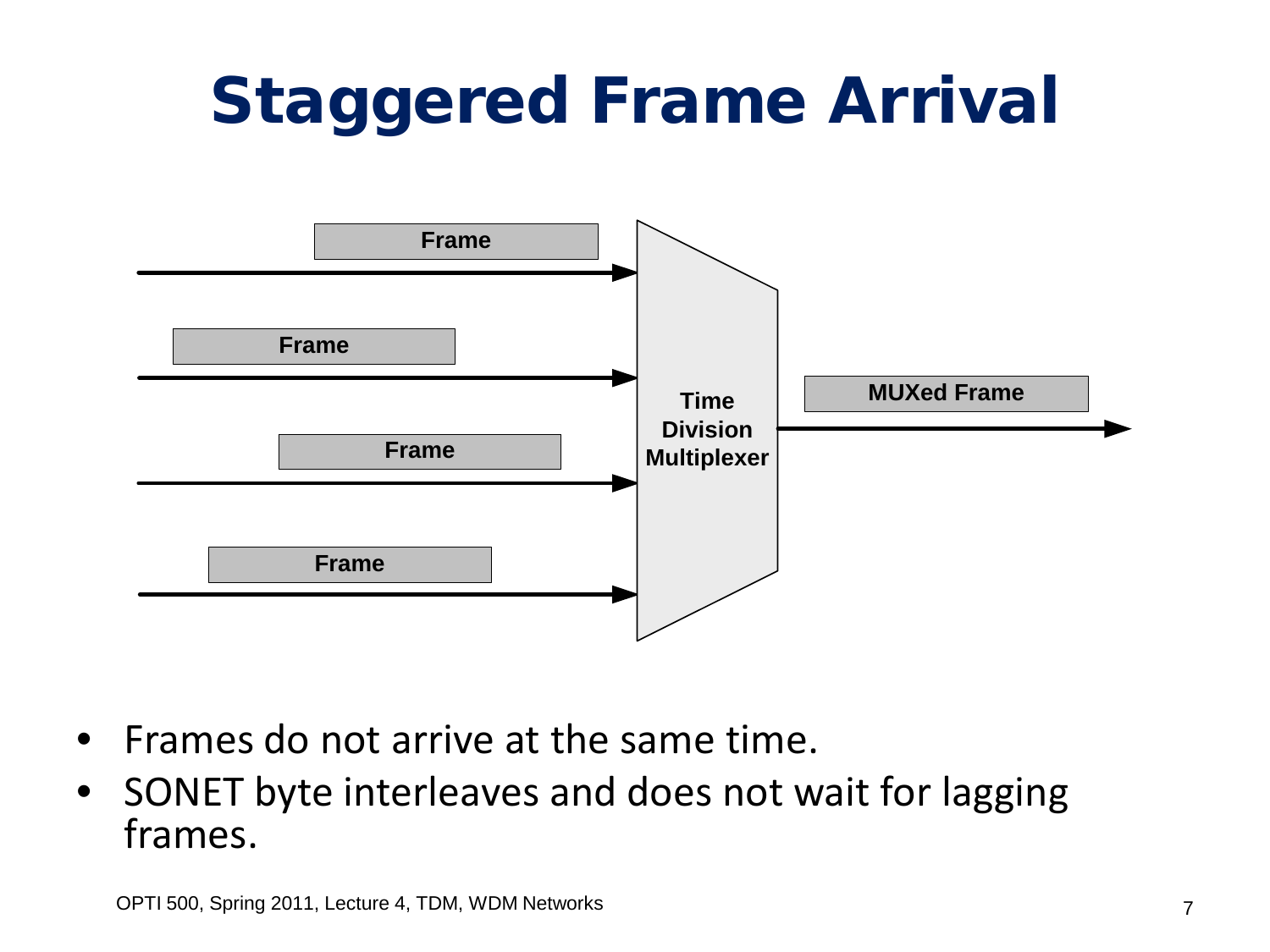# Staggered Frame Arrival

Frame

Frame

Frame

Frame

Time Division Multiplexer

MUXed Frame

- Frames do not arrive at the same time.
- SONET byte interleaves and does not wait for lagging frames.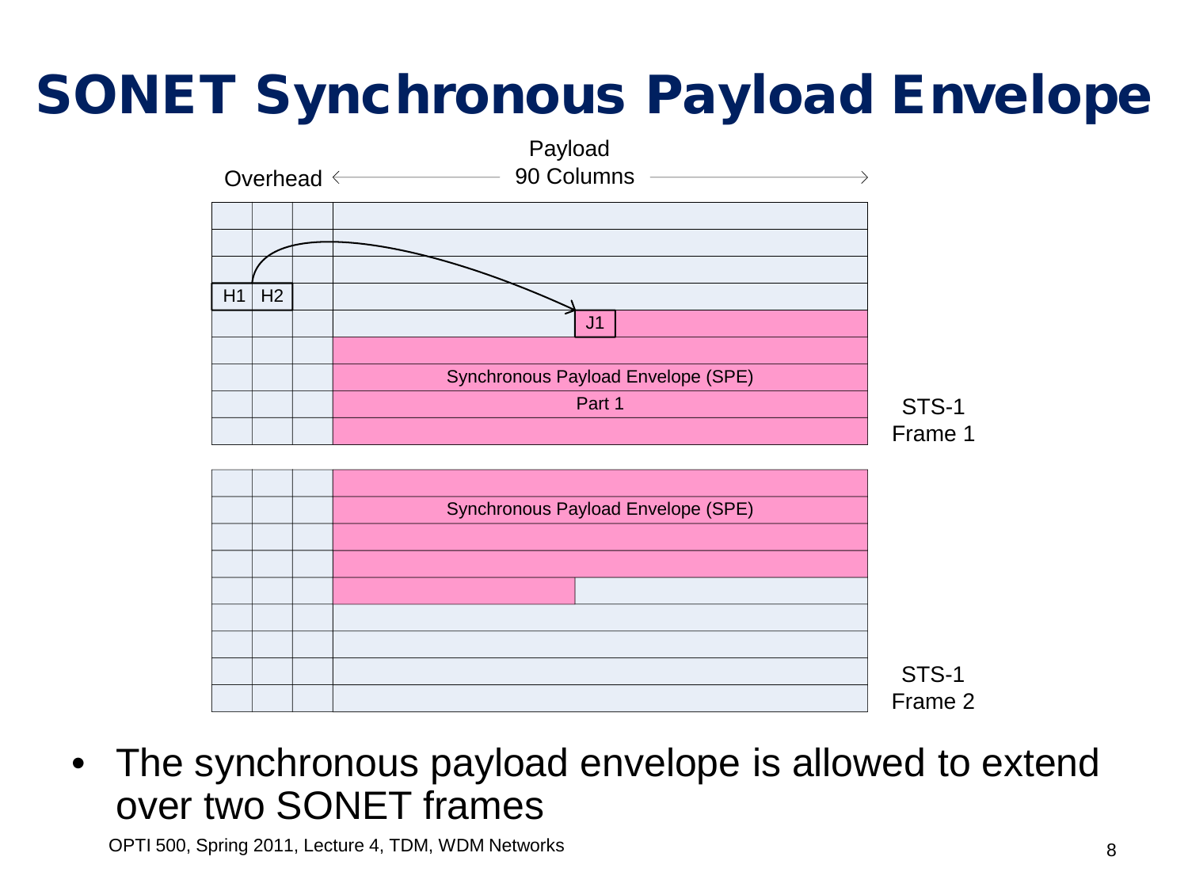# SONET Synchronous Payload Envelope

Overhead ← Payload 90 Columns →

H1 H2

J1

Synchronous Payload Envelope (SPE)
Part 1

STS-1
Frame 1

Synchronous Payload Envelope (SPE)

STS-1
Frame 2

- The synchronous payload envelope is allowed to extend over two SONET frames

OPTI 500, Spring 2011, Lecture 4, TDM, WDM Networks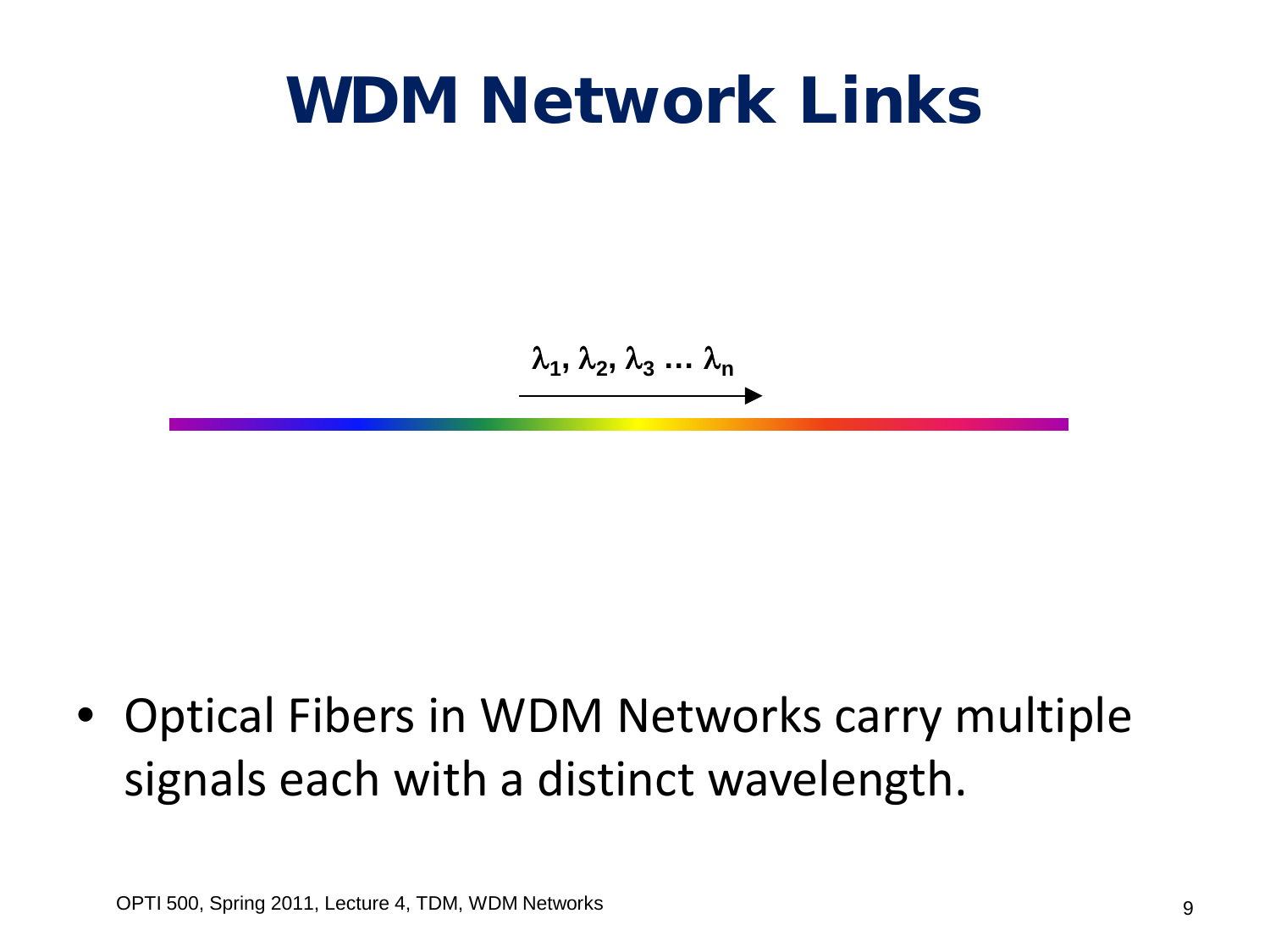# WDM Network Links

$\lambda_1, \lambda_2, \lambda_3 \ldots \lambda_n$

- Optical Fibers in WDM Networks carry multiple signals each with a distinct wavelength.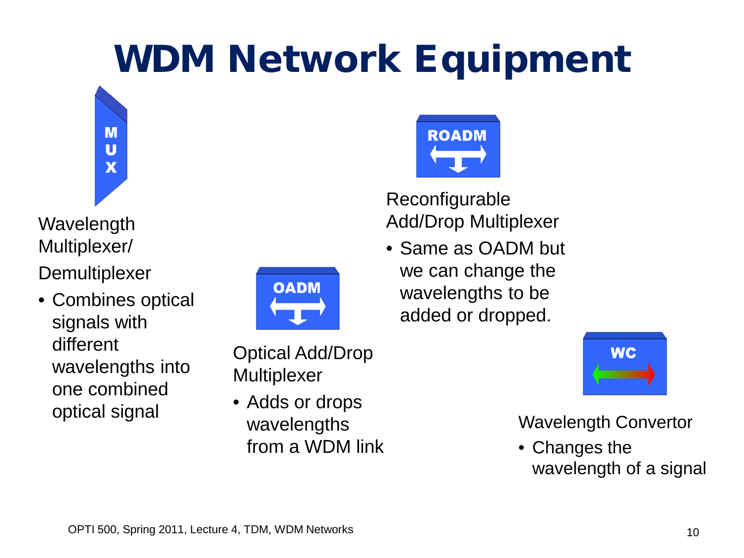# WDM Network Equipment

Wavelength Multiplexer/ Demultiplexer

- Combines optical signals with different wavelengths into one combined optical signal

Optical Add/Drop Multiplexer

- Adds or drops wavelengths from a WDM link

Reconfigurable Add/Drop Multiplexer

- Same as OADM but we can change the wavelengths to be added or dropped.

Wavelength Convertor

- Changes the wavelength of a signal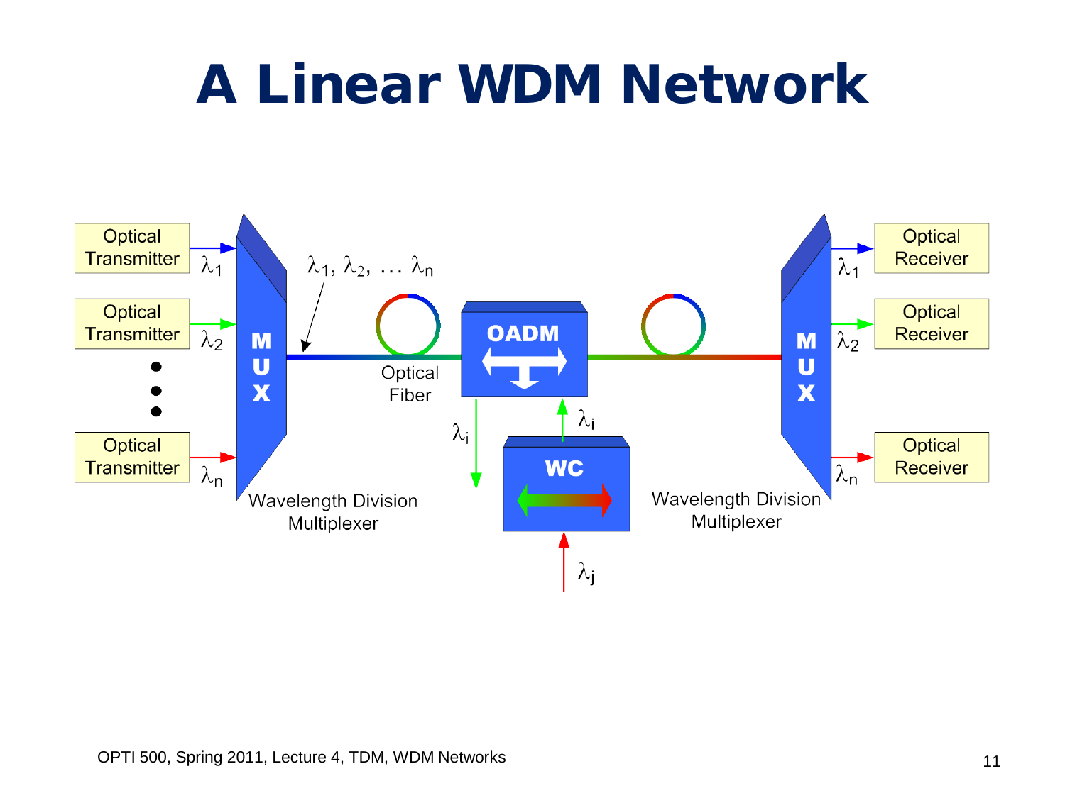# A Linear WDM Network

Optical Transmitter — $\lambda_1$

Optical Transmitter — $\lambda_2$

Optical Transmitter — $\lambda_n$

MUX

Wavelength Division Multiplexer

$\lambda_1, \lambda_2, \ldots \lambda_n$

Optical Fiber

OADM

$\lambda_i$

WC

$\lambda_j$

MUX

Wavelength Division Multiplexer

$\lambda_1$ — Optical Receiver

$\lambda_2$ — Optical Receiver

$\lambda_n$ — Optical Receiver

OPTI 500, Spring 2011, Lecture 4, TDM, WDM Networks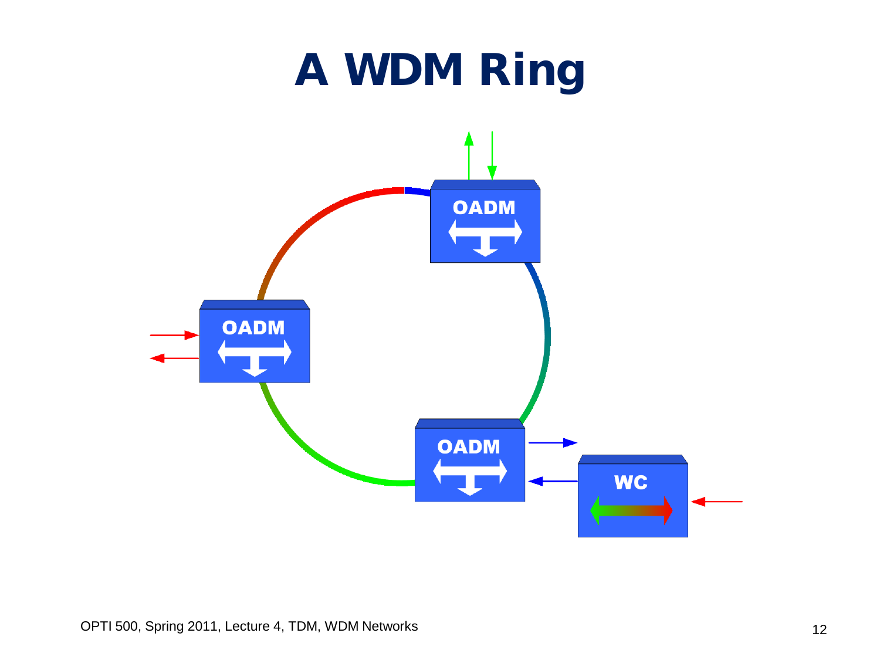# A WDM Ring

OADM

OADM

OADM

WC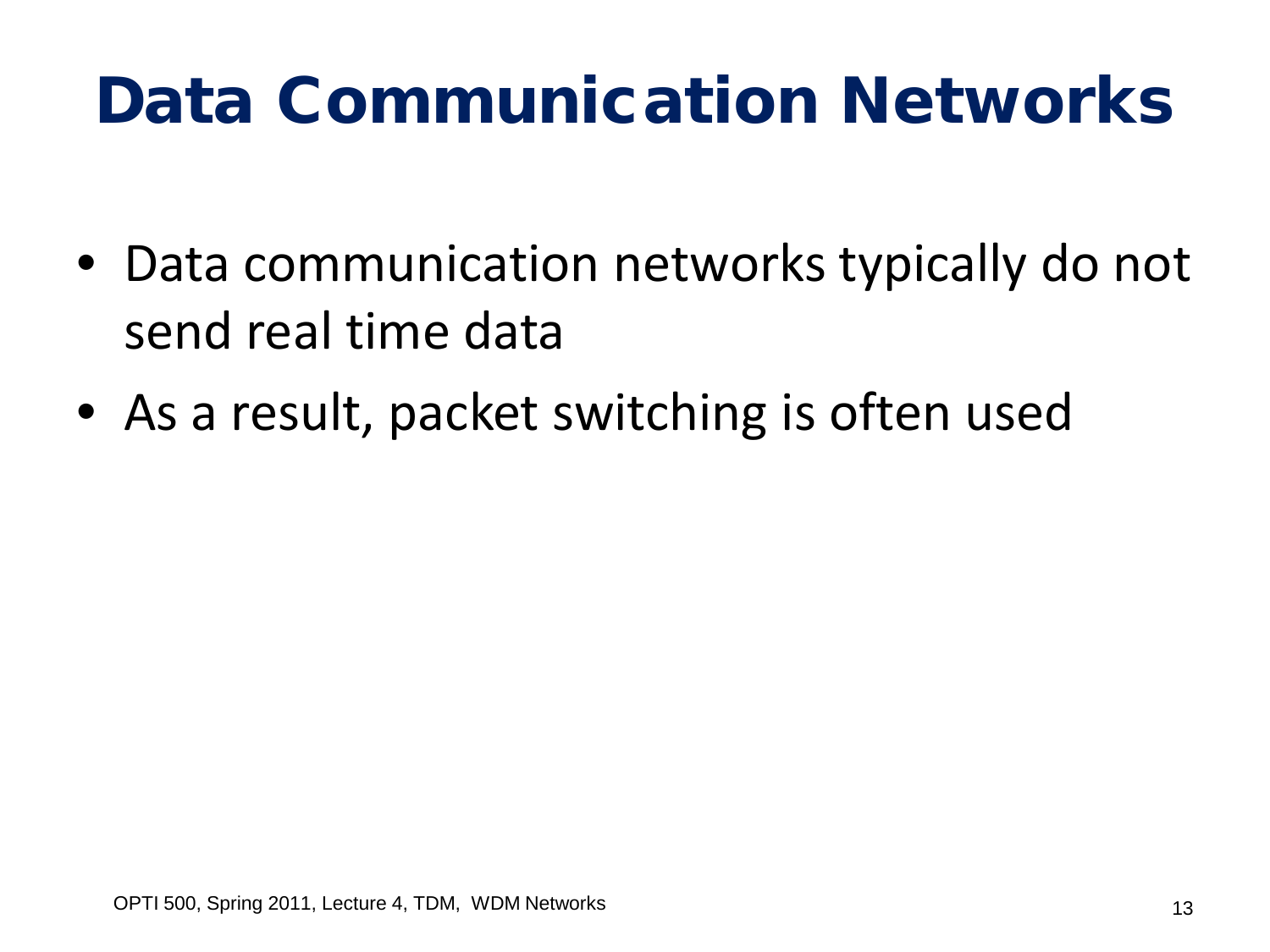# Data Communication Networks

- Data communication networks typically do not send real time data
- As a result, packet switching is often used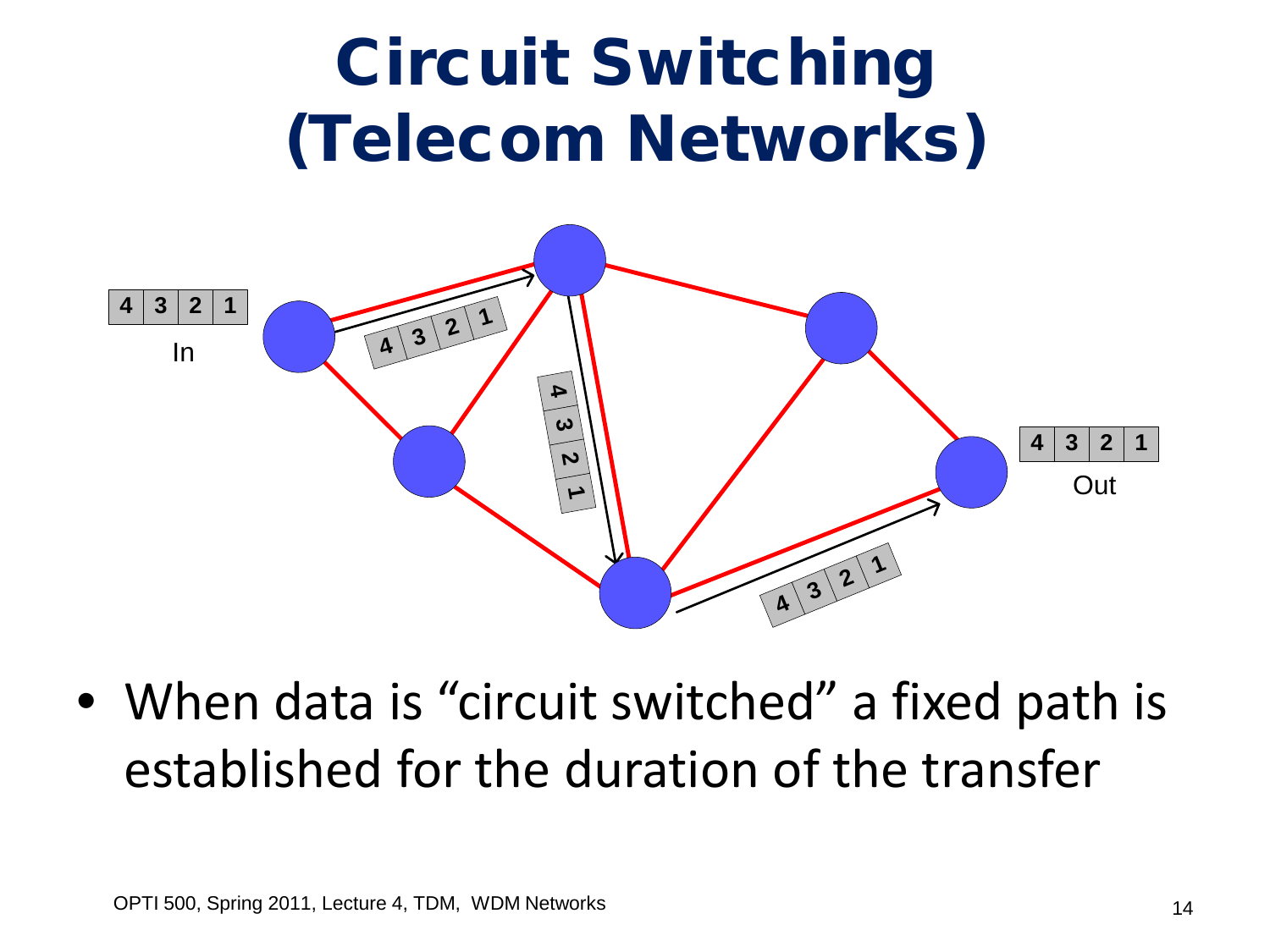# Circuit Switching (Telecom Networks)

| 4 | 3 | 2 | 1 |
|---|---|---|---|

In

| 4 | 3 | 2 | 1 |
|---|---|---|---|

Out

- When data is "circuit switched" a fixed path is established for the duration of the transfer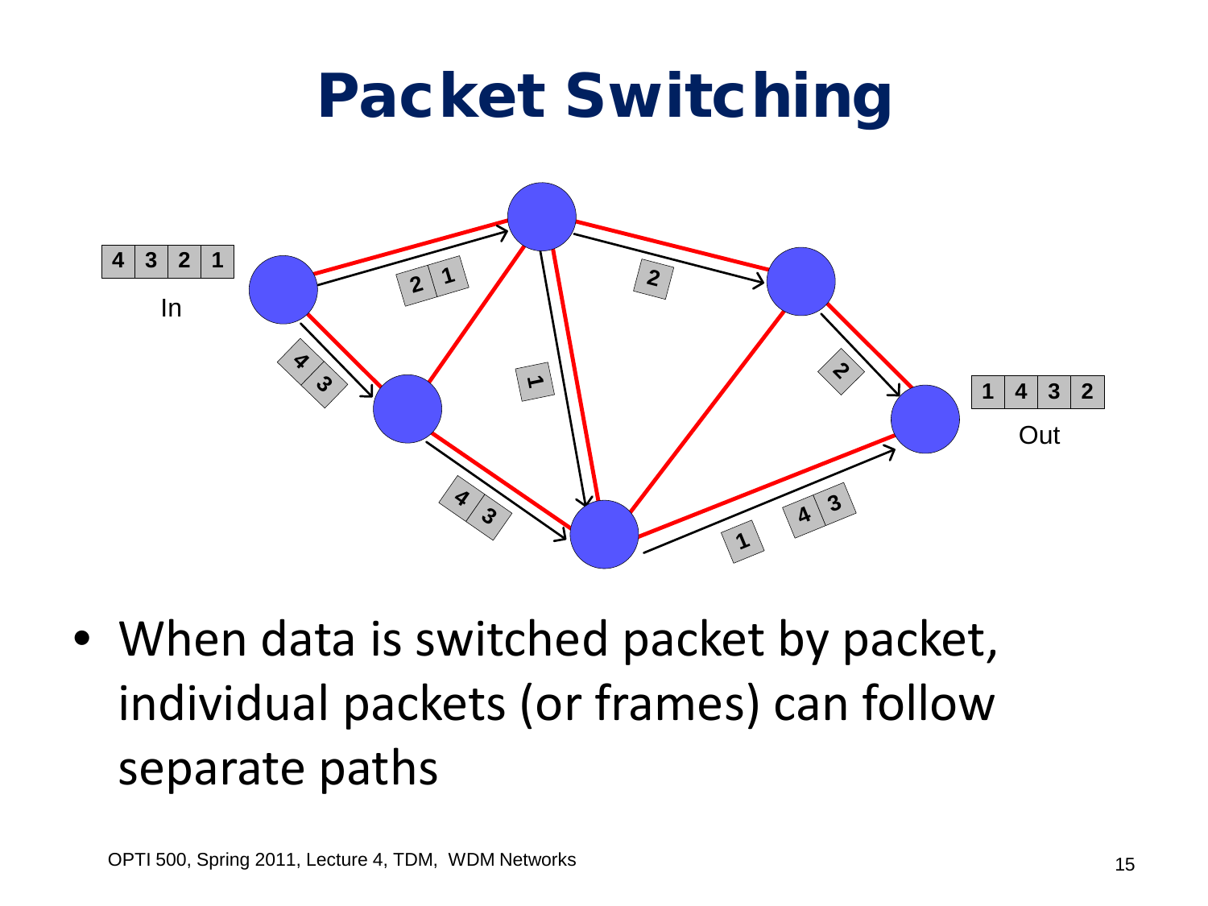# Packet Switching

4 | 3 | 2 | 1

In

2 1

4 3

1

2

2

4 3

1

4 3

1 | 4 | 3 | 2

Out

- When data is switched packet by packet, individual packets (or frames) can follow separate paths

OPTI 500, Spring 2011, Lecture 4, TDM, WDM Networks